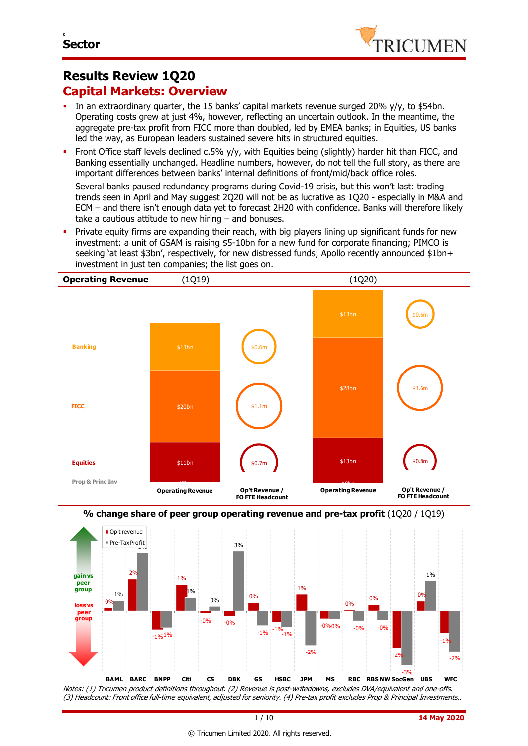# Results Review 1Q20

## Capital Markets: Overview

- In an extraordinary quarter, the 15 banks' capital markets revenue surged 20% y/y, to $54bn. Operating costs grew at just 4%, however, reflecting an uncertain outlook. In the meantime, the aggregate pre-tax profit from FICC more than doubled, led by EMEA banks; in Equities, US banks led the way, as European leaders sustained severe hits in structured equities.
- Front Office staff levels declined c.5% y/y, with Equities being (slightly) harder hit than FICC, and Banking essentially unchanged. Headline numbers, however, do not tell the full story, as there are important differences between banks' internal definitions of front/mid/back office roles.

  Several banks paused redundancy programs during Covid-19 crisis, but this won't last: trading trends seen in April and May suggest 2Q20 will not be as lucrative as 1Q20 - especially in M&A and ECM – and there isn't enough data yet to forecast 2H20 with confidence. Banks will therefore likely take a cautious attitude to new hiring – and bonuses.
- Private equity firms are expanding their reach, with big players lining up significant funds for new investment: a unit of GSAM is raising $5-10bn for a new fund for corporate financing; PIMCO is seeking 'at least $3bn', respectively, for new distressed funds; Apollo recently announced $1bn+ investment in just ten companies; the list goes on.

**Operating Revenue**

| | (1Q19) Operating Revenue | (1Q19) Op't Revenue / FO FTE Headcount | (1Q20) Operating Revenue | (1Q20) Op't Revenue / FO FTE Headcount |
|---|---|---|---|---|
| Banking | $13bn | $0.6m | $13bn | $0.6m |
| FICC | $20bn | $1.1m | $28bn | $1.6m |
| Equities | $11bn | $0.7m | $13bn | $0.8m |
| Prop & Princ Inv | $0bn | | $0bn | |

**% change share of peer group operating revenue and pre-tax profit** (1Q20 / 1Q19)

| Bank | Op't revenue | Pre-Tax Profit |
|---|---|---|
| BAML | 0% | 1% |
| BARC | 2% | 3% |
| BNPP | -1% | -1% |
| Citi | 1% | 1% |
| CS | -0% | 0% |
| DBK | -0% | 3% |
| GS | 0% | -1% |
| HSBC | -1% | -1% |
| JPM | 1% | -2% |
| MS | -0% | 0% |
| RBC | 0% | -0% |
| RBS NW | 0% | -0% |
| SocGen | -2% | -3% |
| UBS | 0% | 1% |
| WFC | -1% | -2% |

*Notes: (1) Tricumen product definitions throughout. (2) Revenue is post-writedowns, excludes DVA/equivalent and one-offs. (3) Headcount: Front office full-time equivalent, adjusted for seniority. (4) Pre-tax profit excludes Prop & Principal Investments..*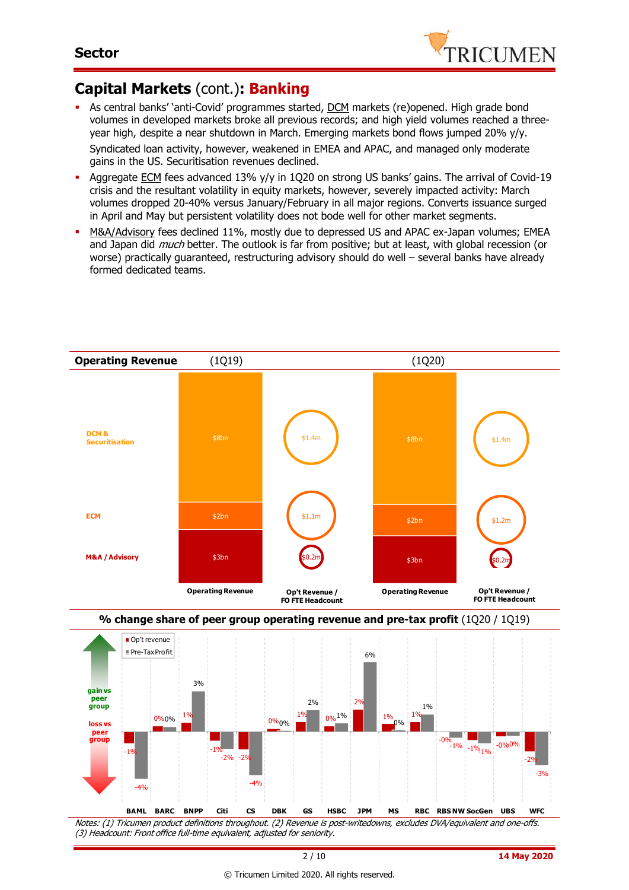## Capital Markets (cont.): **Banking**

- As central banks' 'anti-Covid' programmes started, DCM markets (re)opened. High grade bond volumes in developed markets broke all previous records; and high yield volumes reached a three-year high, despite a near shutdown in March. Emerging markets bond flows jumped 20% y/y.

  Syndicated loan activity, however, weakened in EMEA and APAC, and managed only moderate gains in the US. Securitisation revenues declined.
- Aggregate ECM fees advanced 13% y/y in 1Q20 on strong US banks' gains. The arrival of Covid-19 crisis and the resultant volatility in equity markets, however, severely impacted activity: March volumes dropped 20-40% versus January/February in all major regions. Converts issuance surged in April and May but persistent volatility does not bode well for other market segments.
- M&A/Advisory fees declined 11%, mostly due to depressed US and APAC ex-Japan volumes; EMEA and Japan did *much* better. The outlook is far from positive; but at least, with global recession (or worse) practically guaranteed, restructuring advisory should do well – several banks have already formed dedicated teams.

**Operating Revenue**

| | (1Q19) Operating Revenue | (1Q19) Op't Revenue / FO FTE Headcount | (1Q20) Operating Revenue | (1Q20) Op't Revenue / FO FTE Headcount |
|---|---|---|---|---|
| DCM & Securitisation | $8bn | $1.4m | $8bn | $1.4m |
| ECM | $2bn | $1.1m | $2bn | $1.2m |
| M&A / Advisory | $3bn | $0.2m | $3bn | $0.2m |

**% change share of peer group operating revenue and pre-tax profit** (1Q20 / 1Q19)

| | BAML | BARC | BNPP | Citi | CS | DBK | GS | HSBC | JPM | MS | RBC | RBS NW | SocGen | UBS | WFC |
|---|---|---|---|---|---|---|---|---|---|---|---|---|---|---|---|
| Op't revenue | -1% | 0% | 1% | -1% | -2% | 0% | 1% | 0% | 2% | 1% | 1% | -0% | -1% | -0% | -2% |
| Pre-Tax Profit | -4% | 0% | 3% | -2% | -4% | 0% | 2% | 1% | 6% | 0% | 1% | -1% | -1% | 0% | -3% |

(gain vs peer group / loss vs peer group)

*Notes: (1) Tricumen product definitions throughout. (2) Revenue is post-writedowns, excludes DVA/equivalent and one-offs. (3) Headcount: Front office full-time equivalent, adjusted for seniority.*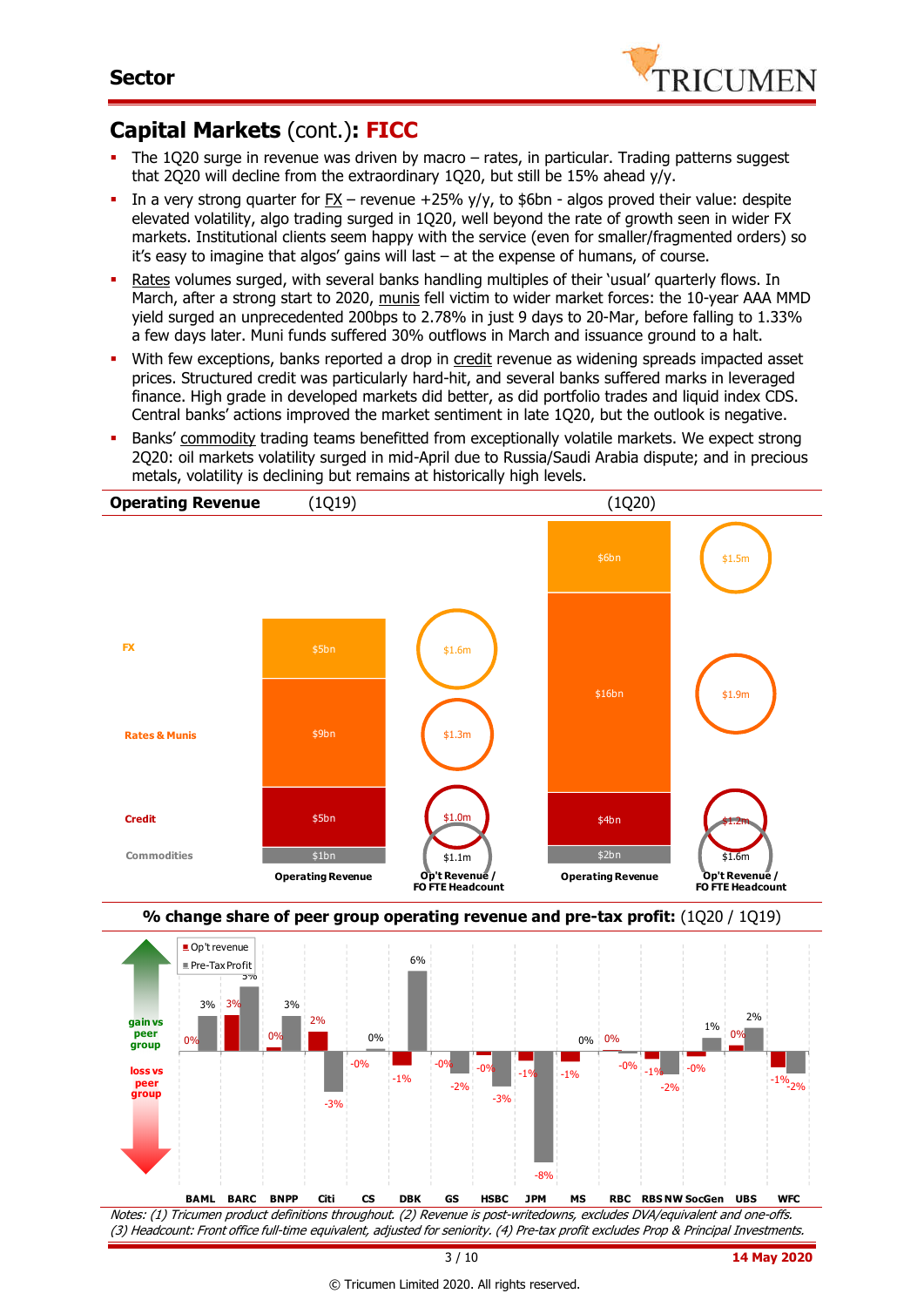## Capital Markets (cont.): FICC

- The 1Q20 surge in revenue was driven by macro – rates, in particular. Trading patterns suggest that 2Q20 will decline from the extraordinary 1Q20, but still be 15% ahead y/y.
- In a very strong quarter for FX – revenue +25% y/y, to $6bn - algos proved their value: despite elevated volatility, algo trading surged in 1Q20, well beyond the rate of growth seen in wider FX markets. Institutional clients seem happy with the service (even for smaller/fragmented orders) so it's easy to imagine that algos' gains will last – at the expense of humans, of course.
- Rates volumes surged, with several banks handling multiples of their 'usual' quarterly flows. In March, after a strong start to 2020, munis fell victim to wider market forces: the 10-year AAA MMD yield surged an unprecedented 200bps to 2.78% in just 9 days to 20-Mar, before falling to 1.33% a few days later. Muni funds suffered 30% outflows in March and issuance ground to a halt.
- With few exceptions, banks reported a drop in credit revenue as widening spreads impacted asset prices. Structured credit was particularly hard-hit, and several banks suffered marks in leveraged finance. High grade in developed markets did better, as did portfolio trades and liquid index CDS. Central banks' actions improved the market sentiment in late 1Q20, but the outlook is negative.
- Banks' commodity trading teams benefitted from exceptionally volatile markets. We expect strong 2Q20: oil markets volatility surged in mid-April due to Russia/Saudi Arabia dispute; and in precious metals, volatility is declining but remains at historically high levels.

**Operating Revenue**

| | 1Q19 Operating Revenue | 1Q19 Op't Revenue / FO FTE Headcount | 1Q20 Operating Revenue | 1Q20 Op't Revenue / FO FTE Headcount |
|---|---|---|---|---|
| FX | $5bn | $1.6m | $6bn | $1.5m |
| Rates & Munis | $9bn | $1.3m | $16bn | $1.9m |
| Credit | $5bn | $1.0m | $4bn | $1.2m |
| Commodities | $1bn | $1.1m | $2bn | $1.6m |

**% change share of peer group operating revenue and pre-tax profit:** (1Q20 / 1Q19)

| | Op't revenue | Pre-Tax Profit |
|---|---|---|
| BAML | 0% | 3% |
| BARC | 3% | 5% |
| BNPP | 0% | 3% |
| Citi | 2% | -3% |
| CS | -0% | 0% |
| DBK | -1% | 6% |
| GS | -0% | -2% |
| HSBC | -0% | -3% |
| JPM | -1% | -8% |
| MS | -1% | 0% |
| RBC | 0% | -0% |
| RBS NW | -1% | -2% |
| SocGen | -0% | 1% |
| UBS | 0% | 2% |
| WFC | -1% | -2% |

*Notes: (1) Tricumen product definitions throughout. (2) Revenue is post-writedowns, excludes DVA/equivalent and one-offs. (3) Headcount: Front office full-time equivalent, adjusted for seniority. (4) Pre-tax profit excludes Prop & Principal Investments.*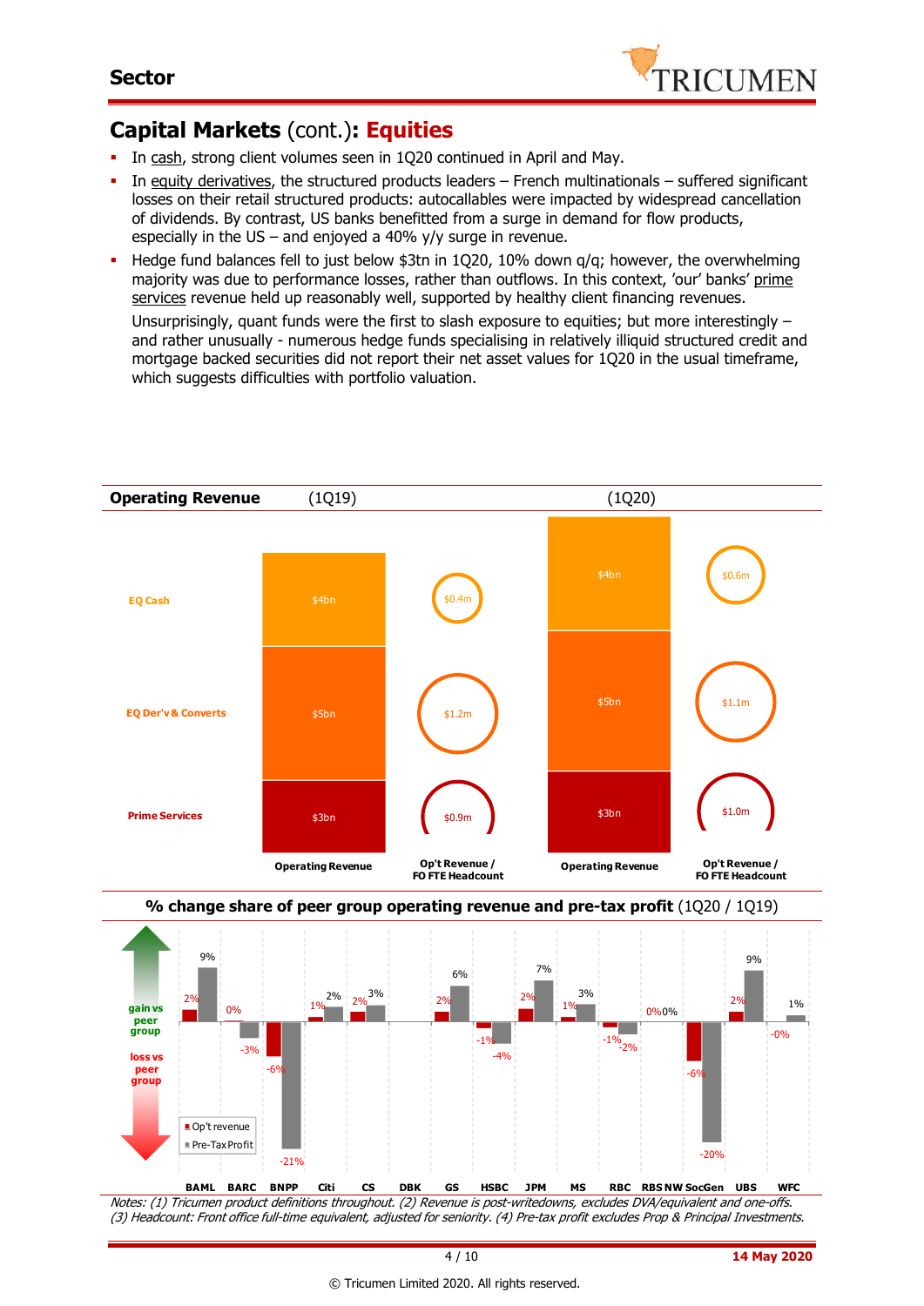## Capital Markets (cont.): Equities

- In cash, strong client volumes seen in 1Q20 continued in April and May.
- In equity derivatives, the structured products leaders – French multinationals – suffered significant losses on their retail structured products: autocallables were impacted by widespread cancellation of dividends. By contrast, US banks benefitted from a surge in demand for flow products, especially in the US – and enjoyed a 40% y/y surge in revenue.
- Hedge fund balances fell to just below $3tn in 1Q20, 10% down q/q; however, the overwhelming majority was due to performance losses, rather than outflows. In this context, 'our' banks' prime services revenue held up reasonably well, supported by healthy client financing revenues.

  Unsurprisingly, quant funds were the first to slash exposure to equities; but more interestingly – and rather unusually - numerous hedge funds specialising in relatively illiquid structured credit and mortgage backed securities did not report their net asset values for 1Q20 in the usual timeframe, which suggests difficulties with portfolio valuation.

**Operating Revenue**

| | (1Q19) Operating Revenue | (1Q19) Op't Revenue / FO FTE Headcount | (1Q20) Operating Revenue | (1Q20) Op't Revenue / FO FTE Headcount |
|---|---|---|---|---|
| EQ Cash | $4bn | $0.4m | $4bn | $0.6m |
| EQ Der'v & Converts | $5bn | $1.2m | $5bn | $1.1m |
| Prime Services | $3bn | $0.9m | $3bn | $1.0m |

**% change share of peer group operating revenue and pre-tax profit** (1Q20 / 1Q19)

| | BAML | BARC | BNPP | Citi | CS | DBK | GS | HSBC | JPM | MS | RBC | RBS NW | SocGen | UBS | WFC |
|---|---|---|---|---|---|---|---|---|---|---|---|---|---|---|---|
| Op't revenue | 2% | 0% | -6% | 1% | 2% | | 2% | -1% | 2% | 1% | -1% | 0% | -6% | 2% | -0% |
| Pre-Tax Profit | 9% | -3% | -21% | 2% | 3% | | 6% | -4% | 7% | 3% | -2% | 0% | -20% | 9% | 1% |

(gain vs peer group / loss vs peer group)

*Notes: (1) Tricumen product definitions throughout. (2) Revenue is post-writedowns, excludes DVA/equivalent and one-offs. (3) Headcount: Front office full-time equivalent, adjusted for seniority. (4) Pre-tax profit excludes Prop & Principal Investments.*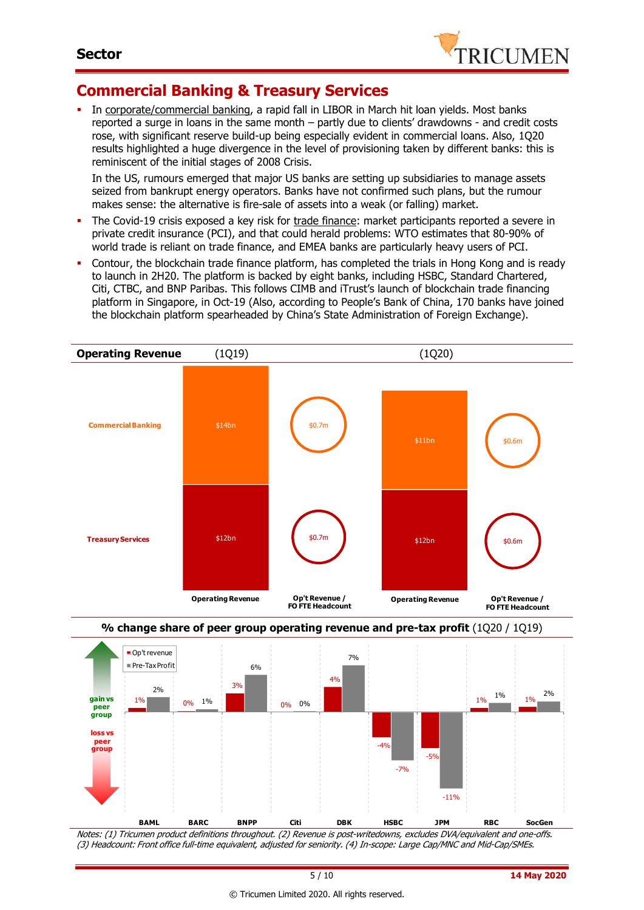## Commercial Banking & Treasury Services

- In corporate/commercial banking, a rapid fall in LIBOR in March hit loan yields. Most banks reported a surge in loans in the same month – partly due to clients' drawdowns - and credit costs rose, with significant reserve build-up being especially evident in commercial loans. Also, 1Q20 results highlighted a huge divergence in the level of provisioning taken by different banks: this is reminiscent of the initial stages of 2008 Crisis.

  In the US, rumours emerged that major US banks are setting up subsidiaries to manage assets seized from bankrupt energy operators. Banks have not confirmed such plans, but the rumour makes sense: the alternative is fire-sale of assets into a weak (or falling) market.

- The Covid-19 crisis exposed a key risk for trade finance: market participants reported a severe in private credit insurance (PCI), and that could herald problems: WTO estimates that 80-90% of world trade is reliant on trade finance, and EMEA banks are particularly heavy users of PCI.

- Contour, the blockchain trade finance platform, has completed the trials in Hong Kong and is ready to launch in 2H20. The platform is backed by eight banks, including HSBC, Standard Chartered, Citi, CTBC, and BNP Paribas. This follows CIMB and iTrust's launch of blockchain trade financing platform in Singapore, in Oct-19 (Also, according to People's Bank of China, 170 banks have joined the blockchain platform spearheaded by China's State Administration of Foreign Exchange).

**Operating Revenue** (1Q19) (1Q20)

| | 1Q19 Operating Revenue | 1Q19 Op't Revenue / FO FTE Headcount | 1Q20 Operating Revenue | 1Q20 Op't Revenue / FO FTE Headcount |
|---|---|---|---|---|
| Commercial Banking | $14bn | $0.7m | $11bn | $0.6m |
| Treasury Services | $12bn | $0.7m | $12bn | $0.6m |

**% change share of peer group operating revenue and pre-tax profit** (1Q20 / 1Q19)

| | BAML | BARC | BNPP | Citi | DBK | HSBC | JPM | RBC | SocGen |
|---|---|---|---|---|---|---|---|---|---|
| Op't revenue | 1% | 0% | 3% | 0% | 4% | -4% | -5% | 1% | 1% |
| Pre-Tax Profit | 2% | 1% | 6% | 0% | 7% | -7% | -11% | 1% | 2% |

*Notes: (1) Tricumen product definitions throughout. (2) Revenue is post-writedowns, excludes DVA/equivalent and one-offs. (3) Headcount: Front office full-time equivalent, adjusted for seniority. (4) In-scope: Large Cap/MNC and Mid-Cap/SMEs.*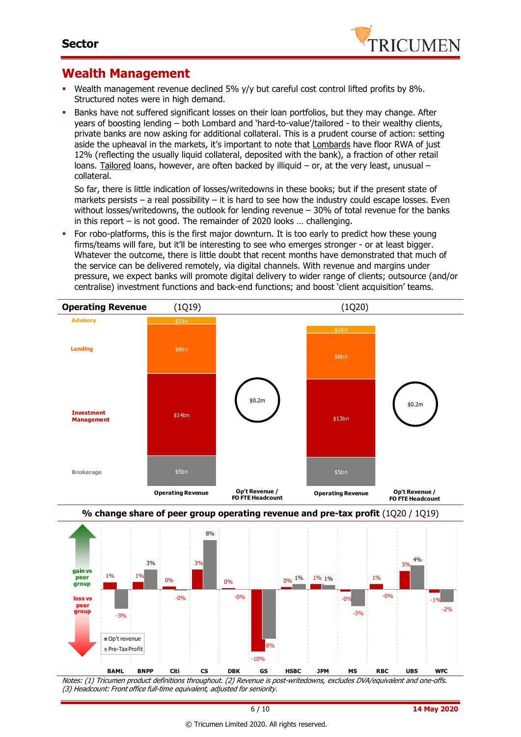## Sector

# Wealth Management

- Wealth management revenue declined 5% y/y but careful cost control lifted profits by 8%. Structured notes were in high demand.
- Banks have not suffered significant losses on their loan portfolios, but they may change. After years of boosting lending – both Lombard and 'hard-to-value'/tailored - to their wealthy clients, private banks are now asking for additional collateral. This is a prudent course of action: setting aside the upheaval in the markets, it's important to note that Lombards have floor RWA of just 12% (reflecting the usually liquid collateral, deposited with the bank), a fraction of other retail loans. Tailored loans, however, are often backed by illiquid – or, at the very least, unusual – collateral.

  So far, there is little indication of losses/writedowns in these books; but if the present state of markets persists – a real possibility – it is hard to see how the industry could escape losses. Even without losses/writedowns, the outlook for lending revenue – 30% of total revenue for the banks in this report – is not good. The remainder of 2020 looks … challenging.
- For robo-platforms, this is the first major downturn. It is too early to predict how these young firms/teams will fare, but it'll be interesting to see who emerges stronger - or at least bigger. Whatever the outcome, there is little doubt that recent months have demonstrated that much of the service can be delivered remotely, via digital channels. With revenue and margins under pressure, we expect banks will promote digital delivery to wider range of clients; outsource (and/or centralise) investment functions and back-end functions; and boost 'client acquisition' teams.

**Operating Revenue**

| | Operating Revenue (1Q19) | Op't Revenue / FO FTE Headcount (1Q19) | Operating Revenue (1Q20) | Op't Revenue / FO FTE Headcount (1Q20) |
|---|---|---|---|---|
| Advisory | $1bn | | $1bn | |
| Lending | $8bn | | $8bn | |
| Investment Management | $14bn | | $13bn | |
| Brokerage | $5bn | | $5bn | |
| Total | | $0.2m | | $0.2m |

**% change share of peer group operating revenue and pre-tax profit** (1Q20 / 1Q19)

| | BAML | BNPP | Citi | CS | DBK | GS | HSBC | JPM | MS | RBC | UBS | WFC |
|---|---|---|---|---|---|---|---|---|---|---|---|---|
| Op't revenue | 1% | 1% | 0% | 3% | 0% | -10% | 0% | 1% | -0% | 1% | 3% | -1% |
| Pre-Tax Profit | -3% | 3% | -0% | 8% | -0% | -8% | 1% | 1% | -3% | -0% | 4% | -2% |

Notes: (1) Tricumen product definitions throughout. (2) Revenue is post-writedowns, excludes DVA/equivalent and one-offs. (3) Headcount: Front office full-time equivalent, adjusted for seniority.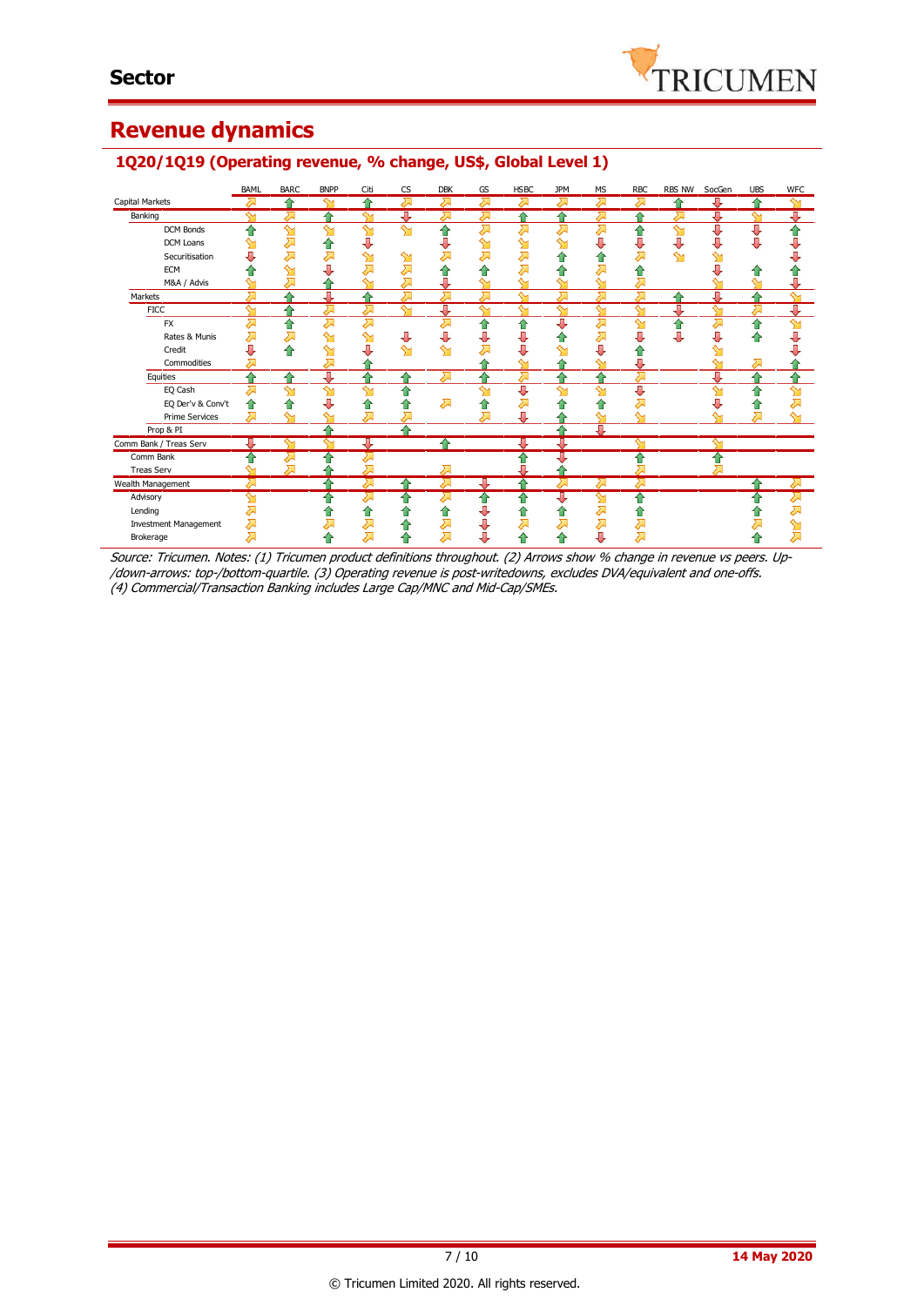## Sector

# Revenue dynamics

### 1Q20/1Q19 (Operating revenue, % change, US$, Global Level 1)

| | BAML | BARC | BNPP | Citi | CS | DBK | GS | HSBC | JPM | MS | RBC | RBS NW | SocGen | UBS | WFC |
|---|---|---|---|---|---|---|---|---|---|---|---|---|---|---|---|
| Capital Markets | ↗ | ↑ | ↘ | ↑ | ↗ | ↗ | ↗ | ↗ | ↗ | ↗ | ↗ | ↑ | ↓ | ↑ | ↘ |
| Banking | ↘ | ↗ | ↑ | ↘ | ↓ | ↗ | ↗ | ↑ | ↑ | ↗ | ↑ | ↗ | ↓ | ↘ | ↓ |
| DCM Bonds | ↑ | ↘ | ↘ | ↘ | ↘ | ↑ | ↗ | ↗ | ↗ | ↗ | ↑ | ↘ | ↓ | ↓ | ↑ |
| DCM Loans | ↘ | ↗ | ↑ | ↓ | | ↓ | ↘ | ↘ | ↘ | ↓ | ↓ | ↓ | ↓ | ↓ | ↓ |
| Securitisation | ↓ | ↗ | ↗ | ↘ | ↘ | ↗ | ↗ | ↗ | ↑ | ↑ | ↗ | ↘ | ↘ | | ↓ |
| ECM | ↑ | ↘ | ↓ | ↗ | ↗ | ↑ | ↑ | ↗ | ↑ | ↗ | ↑ | | ↓ | ↑ | ↑ |
| M&A / Advis | ↘ | ↗ | ↑ | ↘ | ↗ | ↓ | ↘ | ↘ | ↘ | ↘ | ↗ | | ↘ | ↘ | ↓ |
| Markets | ↗ | ↑ | ↓ | ↑ | ↗ | ↗ | ↗ | ↘ | ↗ | ↗ | ↗ | ↑ | ↓ | ↑ | ↘ |
| FICC | ↘ | ↑ | ↗ | ↗ | ↘ | ↓ | ↘ | ↘ | ↘ | ↘ | ↘ | ↓ | ↘ | ↗ | ↓ |
| FX | ↗ | ↑ | ↗ | ↗ | | ↗ | ↑ | ↑ | ↓ | ↗ | ↘ | ↑ | ↗ | ↑ | ↘ |
| Rates & Munis | ↗ | ↗ | ↘ | ↘ | ↓ | ↓ | ↓ | ↓ | ↑ | ↗ | ↓ | ↓ | ↓ | ↑ | ↓ |
| Credit | ↓ | ↑ | ↘ | ↓ | ↘ | ↘ | ↗ | ↓ | ↘ | ↓ | ↑ | | ↘ | | ↓ |
| Commodities | ↗ | | ↗ | ↑ | | | ↑ | ↘ | ↑ | ↘ | ↓ | | ↘ | ↗ | ↑ |
| Equities | ↑ | ↑ | ↓ | ↑ | ↑ | ↗ | ↑ | ↗ | ↑ | ↑ | ↗ | | ↓ | ↑ | ↑ |
| EQ Cash | ↗ | ↘ | ↘ | ↘ | ↑ | | ↘ | ↓ | ↘ | ↘ | ↓ | | ↘ | ↑ | ↘ |
| EQ Der'v & Conv't | ↑ | ↑ | ↓ | ↑ | ↑ | ↗ | ↑ | ↗ | ↑ | ↑ | ↗ | | ↓ | ↑ | ↗ |
| Prime Services | ↗ | ↘ | ↘ | ↗ | ↗ | | ↗ | ↓ | ↑ | ↘ | ↘ | | ↘ | ↗ | ↘ |
| Prop & PI | | | ↑ | | ↑ | | | | ↑ | ↓ | | | | | |
| Comm Bank / Treas Serv | ↓ | ↘ | ↘ | ↓ | | ↑ | | ↓ | ↓ | | ↘ | | ↘ | | |
| Comm Bank | ↑ | ↗ | ↑ | ↗ | | | | ↑ | ↓ | | ↑ | | ↑ | | |
| Treas Serv | ↘ | ↗ | ↑ | ↗ | | ↗ | | ↓ | ↑ | | ↗ | | ↗ | | |
| Wealth Management | ↗ | | ↑ | ↗ | ↑ | ↗ | ↓ | ↑ | ↗ | ↗ | ↗ | | | ↑ | ↗ |
| Advisory | ↘ | | ↑ | ↗ | ↑ | ↗ | ↑ | ↑ | ↓ | ↘ | ↑ | | | ↑ | ↗ |
| Lending | ↗ | | ↑ | ↑ | ↑ | ↑ | ↓ | ↑ | ↑ | ↗ | ↑ | | | ↑ | ↗ |
| Investment Management | ↗ | | ↗ | ↗ | ↑ | ↗ | ↓ | ↗ | ↗ | ↗ | ↗ | | | ↗ | ↘ |
| Brokerage | ↗ | | ↑ | ↗ | ↑ | ↗ | ↓ | ↑ | ↑ | ↓ | ↗ | | | ↑ | ↗ |

*Source: Tricumen. Notes: (1) Tricumen product definitions throughout. (2) Arrows show % change in revenue vs peers. Up-/down-arrows: top-/bottom-quartile. (3) Operating revenue is post-writedowns, excludes DVA/equivalent and one-offs. (4) Commercial/Transaction Banking includes Large Cap/MNC and Mid-Cap/SMEs.*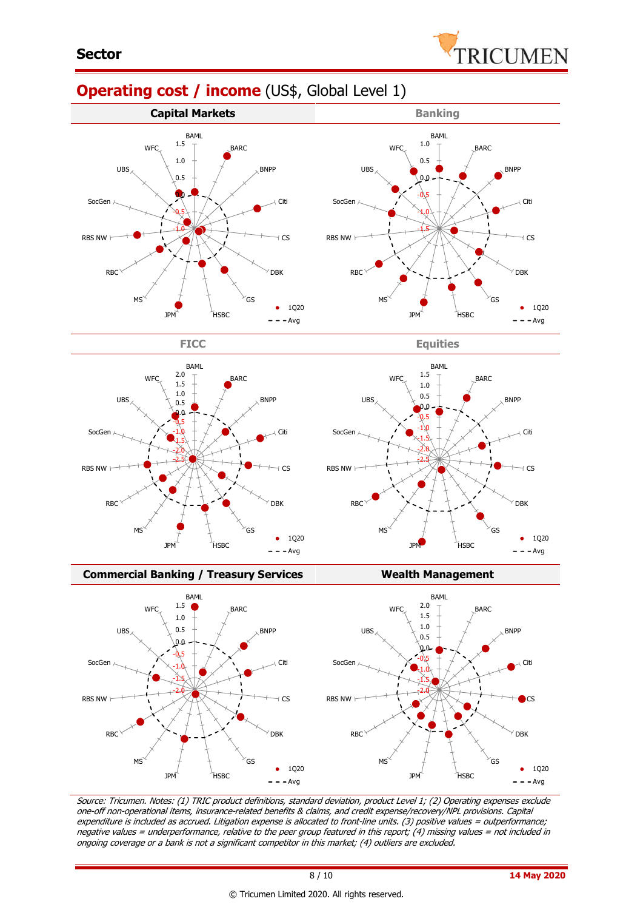## Sector

# Operating cost / income (US$, Global Level 1)

### Capital Markets

### Banking

### FICC

### Equities

### Commercial Banking / Treasury Services

### Wealth Management

*Source: Tricumen. Notes: (1) TRIC product definitions, standard deviation, product Level 1; (2) Operating expenses exclude one-off non-operational items, insurance-related benefits & claims, and credit expense/recovery/NPL provisions. Capital expenditure is included as accrued. Litigation expense is allocated to front-line units. (3) positive values = outperformance; negative values = underperformance, relative to the peer group featured in this report; (4) missing values = not included in ongoing coverage or a bank is not a significant competitor in this market; (4) outliers are excluded.*

14 May 2020

© Tricumen Limited 2020. All rights reserved.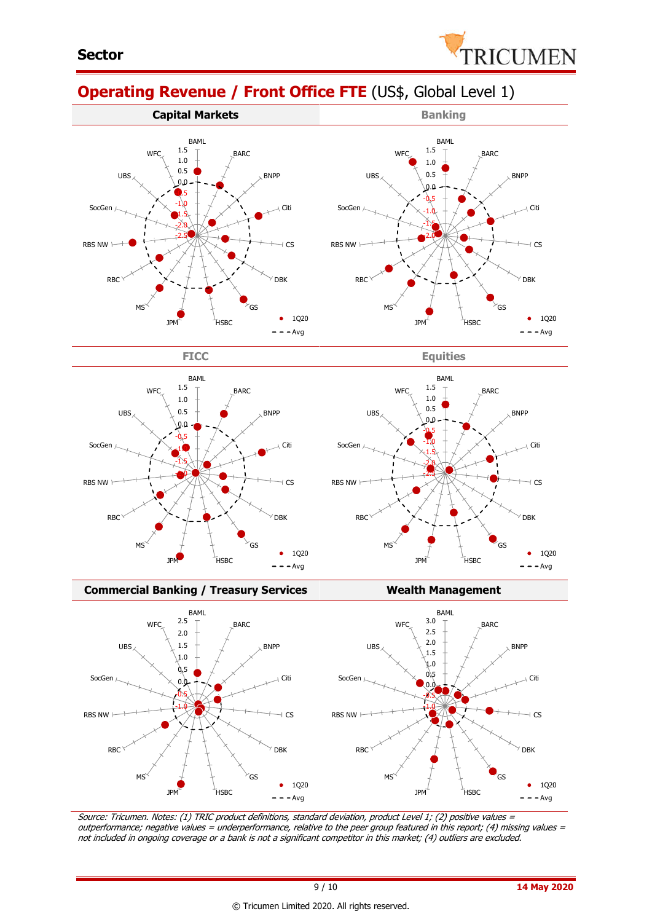**Sector**

## Operating Revenue / Front Office FTE (US$, Global Level 1)

**Capital Markets**

**Banking**

**FICC**

**Equities**

**Commercial Banking / Treasury Services**

**Wealth Management**

*Source: Tricumen. Notes: (1) TRIC product definitions, standard deviation, product Level 1; (2) positive values = outperformance; negative values = underperformance, relative to the peer group featured in this report; (4) missing values = not included in ongoing coverage or a bank is not a significant competitor in this market; (4) outliers are excluded.*

**14 May 2020**

© Tricumen Limited 2020. All rights reserved.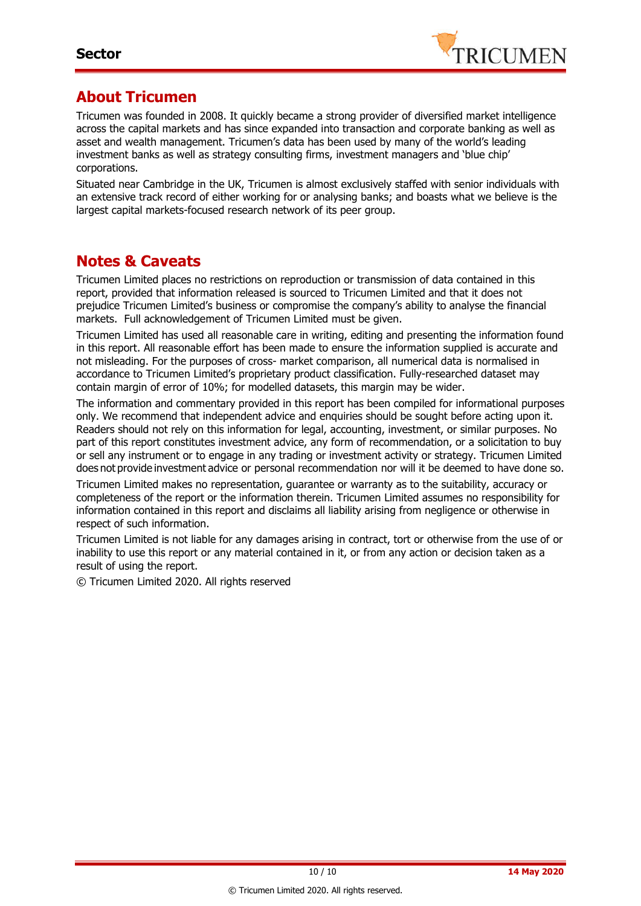## About Tricumen

Tricumen was founded in 2008. It quickly became a strong provider of diversified market intelligence across the capital markets and has since expanded into transaction and corporate banking as well as asset and wealth management. Tricumen's data has been used by many of the world's leading investment banks as well as strategy consulting firms, investment managers and 'blue chip' corporations.

Situated near Cambridge in the UK, Tricumen is almost exclusively staffed with senior individuals with an extensive track record of either working for or analysing banks; and boasts what we believe is the largest capital markets-focused research network of its peer group.

## Notes & Caveats

Tricumen Limited places no restrictions on reproduction or transmission of data contained in this report, provided that information released is sourced to Tricumen Limited and that it does not prejudice Tricumen Limited's business or compromise the company's ability to analyse the financial markets. Full acknowledgement of Tricumen Limited must be given.

Tricumen Limited has used all reasonable care in writing, editing and presenting the information found in this report. All reasonable effort has been made to ensure the information supplied is accurate and not misleading. For the purposes of cross- market comparison, all numerical data is normalised in accordance to Tricumen Limited's proprietary product classification. Fully-researched dataset may contain margin of error of 10%; for modelled datasets, this margin may be wider.

The information and commentary provided in this report has been compiled for informational purposes only. We recommend that independent advice and enquiries should be sought before acting upon it. Readers should not rely on this information for legal, accounting, investment, or similar purposes. No part of this report constitutes investment advice, any form of recommendation, or a solicitation to buy or sell any instrument or to engage in any trading or investment activity or strategy. Tricumen Limited does not provide investment advice or personal recommendation nor will it be deemed to have done so.

Tricumen Limited makes no representation, guarantee or warranty as to the suitability, accuracy or completeness of the report or the information therein. Tricumen Limited assumes no responsibility for information contained in this report and disclaims all liability arising from negligence or otherwise in respect of such information.

Tricumen Limited is not liable for any damages arising in contract, tort or otherwise from the use of or inability to use this report or any material contained in it, or from any action or decision taken as a result of using the report.

© Tricumen Limited 2020. All rights reserved